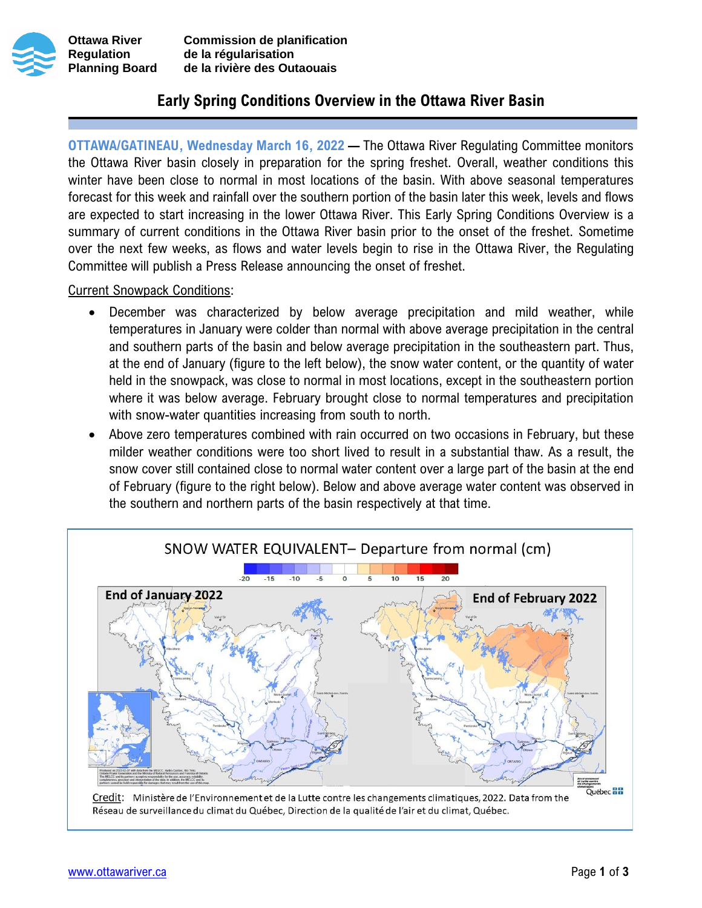Ottawa River Regulation Planning Board

Commission de planification de la régularisation de la rivière des Outaouais

# Early Spring Conditions Overview in the Ottawa River Basin

**OTTAWA/GATINEAU, Wednesday March 16, 2022 —** The Ottawa River Regulating Committee monitors the Ottawa River basin closely in preparation for the spring freshet. Overall, weather conditions this winter have been close to normal in most locations of the basin. With above seasonal temperatures forecast for this week and rainfall over the southern portion of the basin later this week, levels and flows are expected to start increasing in the lower Ottawa River. This Early Spring Conditions Overview is a summary of current conditions in the Ottawa River basin prior to the onset of the freshet. Sometime over the next few weeks, as flows and water levels begin to rise in the Ottawa River, the Regulating Committee will publish a Press Release announcing the onset of freshet.

Current Snowpack Conditions:

- December was characterized by below average precipitation and mild weather, while temperatures in January were colder than normal with above average precipitation in the central and southern parts of the basin and below average precipitation in the southeastern part. Thus, at the end of January (figure to the left below), the snow water content, or the quantity of water held in the snowpack, was close to normal in most locations, except in the southeastern portion where it was below average. February brought close to normal temperatures and precipitation with snow-water quantities increasing from south to north.
- Above zero temperatures combined with rain occurred on two occasions in February, but these milder weather conditions were too short lived to result in a substantial thaw. As a result, the snow cover still contained close to normal water content over a large part of the basin at the end of February (figure to the right below). Below and above average water content was observed in the southern and northern parts of the basin respectively at that time.

SNOW WATER EQUIVALENT– Departure from normal (cm)

End of January 2022 | End of February 2022

Credit: Ministère de l'Environnement et de la Lutte contre les changements climatiques, 2022. Data from the Réseau de surveillance du climat du Québec, Direction de la qualité de l'air et du climat, Québec.

www.ottawariver.ca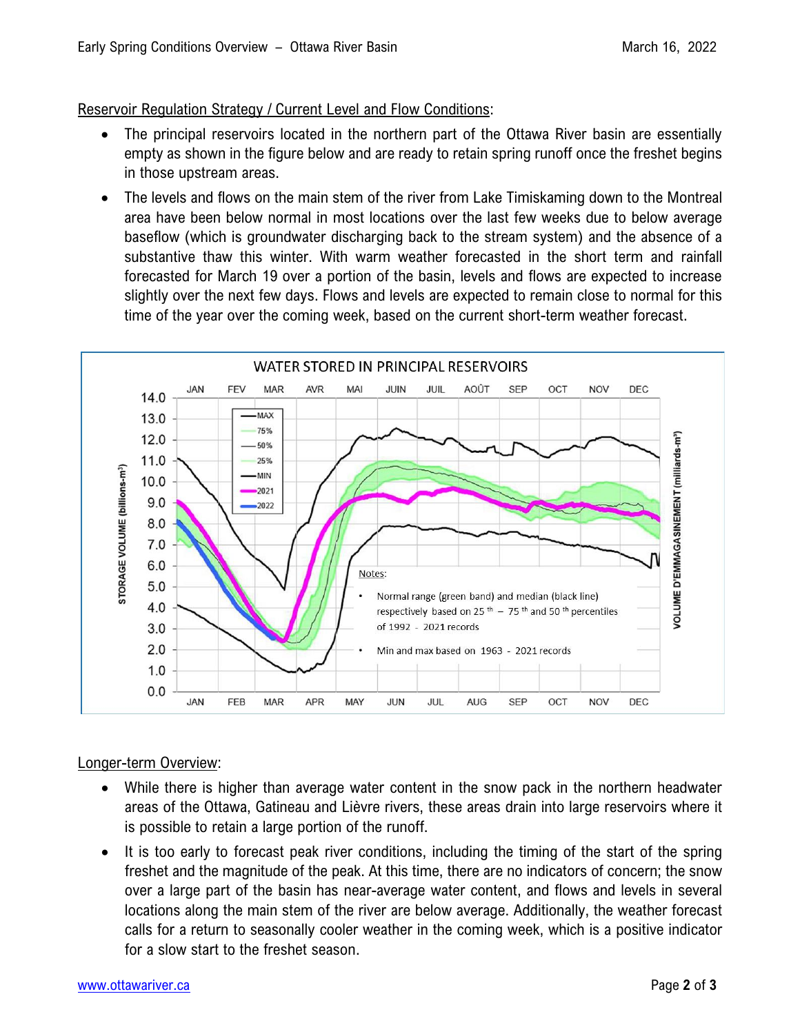Reservoir Regulation Strategy / Current Level and Flow Conditions:

- The principal reservoirs located in the northern part of the Ottawa River basin are essentially empty as shown in the figure below and are ready to retain spring runoff once the freshet begins in those upstream areas.
- The levels and flows on the main stem of the river from Lake Timiskaming down to the Montreal area have been below normal in most locations over the last few weeks due to below average baseflow (which is groundwater discharging back to the stream system) and the absence of a substantive thaw this winter. With warm weather forecasted in the short term and rainfall forecasted for March 19 over a portion of the basin, levels and flows are expected to increase slightly over the next few days. Flows and levels are expected to remain close to normal for this time of the year over the coming week, based on the current short-term weather forecast.

WATER STORED IN PRINCIPAL RESERVOIRS

Notes:

- Normal range (green band) and median (black line) respectively based on 25th – 75th and 50th percentiles of 1992 - 2021 records
- Min and max based on 1963 - 2021 records

Longer-term Overview:

- While there is higher than average water content in the snow pack in the northern headwater areas of the Ottawa, Gatineau and Lièvre rivers, these areas drain into large reservoirs where it is possible to retain a large portion of the runoff.
- It is too early to forecast peak river conditions, including the timing of the start of the spring freshet and the magnitude of the peak. At this time, there are no indicators of concern; the snow over a large part of the basin has near-average water content, and flows and levels in several locations along the main stem of the river are below average. Additionally, the weather forecast calls for a return to seasonally cooler weather in the coming week, which is a positive indicator for a slow start to the freshet season.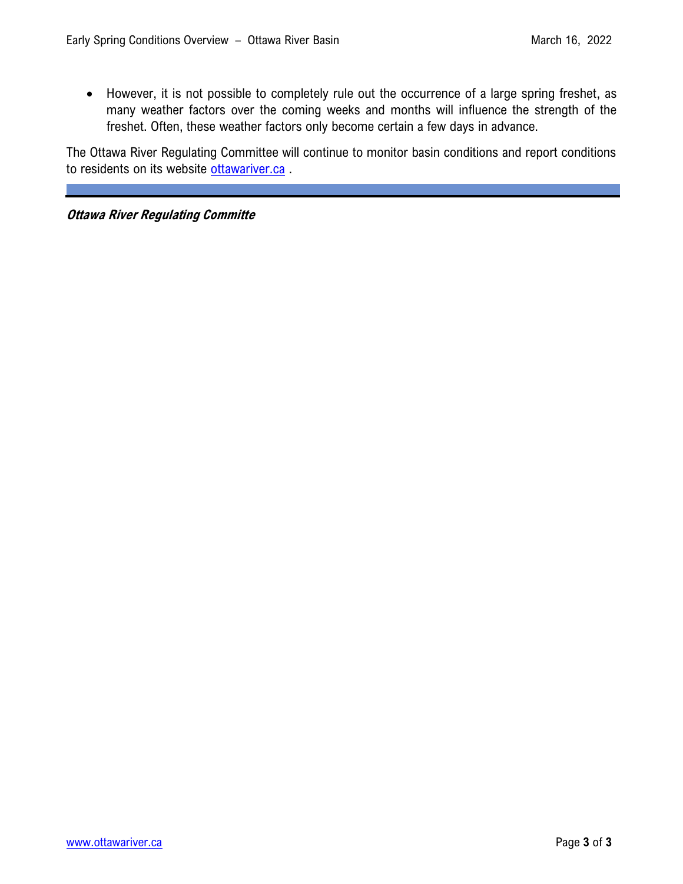- However, it is not possible to completely rule out the occurrence of a large spring freshet, as many weather factors over the coming weeks and months will influence the strength of the freshet. Often, these weather factors only become certain a few days in advance.

The Ottawa River Regulating Committee will continue to monitor basin conditions and report conditions to residents on its website [ottawariver.ca](http://ottawariver.ca) .

---

***Ottawa River Regulating Committe***